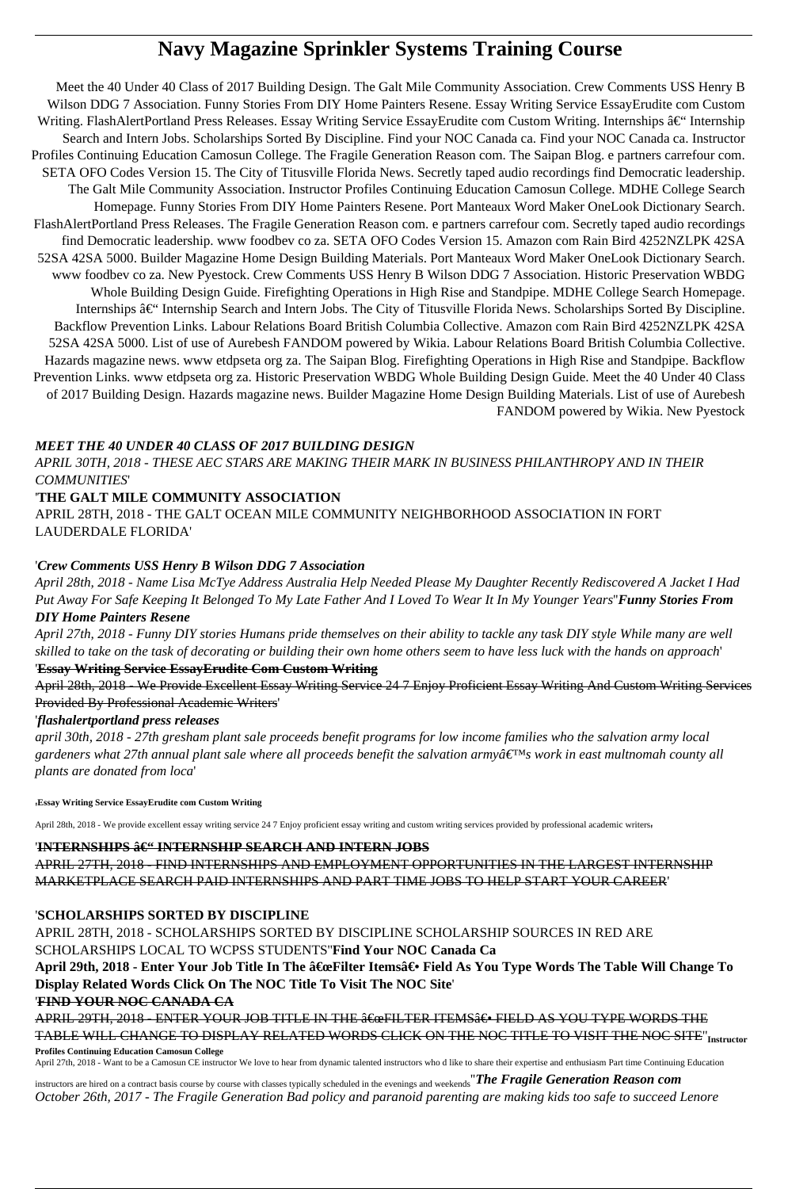# Navy Magazine Sprinkler Systems Training Course

Meet the 40 Under 40 Class of 2017 Building Design. The Galt Mile Community Association. Crew Comments USS Henry B Wilson DDG 7 Association. Funny Stories From DIY Home Painters Resene. Essay Writing Service EssayErudite com Custom Writing. FlashAlertPortland Press Releases. Essay Writing Service EssayErudite com Custom Writing. Internships â€" Internship Search and Intern Jobs. Scholarships Sorted By Discipline. Find your NOC Canada ca. Find your NOC Canada ca. Instructor Profiles Continuing Education Camosun College. The Fragile Generation Reason com. The Saipan Blog. e partners carrefour com. SETA OFO Codes Version 15. The City of Titusville Florida News. Secretly taped audio recordings find Democratic leadership. The Galt Mile Community Association. Instructor Profiles Continuing Education Camosun College. MDHE College Search Homepage. Funny Stories From DIY Home Painters Resene. Port Manteaux Word Maker OneLook Dictionary Search. FlashAlertPortland Press Releases. The Fragile Generation Reason com. e partners carrefour com. Secretly taped audio recordings find Democratic leadership. www foodbev co za. SETA OFO Codes Version 15. Amazon com Rain Bird 4252NZLPK 42SA 52SA 42SA 5000. Builder Magazine Home Design Building Materials. Port Manteaux Word Maker OneLook Dictionary Search. www foodbev co za. New Pyestock. Crew Comments USS Henry B Wilson DDG 7 Association. Historic Preservation WBDG Whole Building Design Guide. Firefighting Operations in High Rise and Standpipe. MDHE College Search Homepage. Internships â€" Internship Search and Intern Jobs. The City of Titusville Florida News. Scholarships Sorted By Discipline. Backflow Prevention Links. Labour Relations Board British Columbia Collective. Amazon com Rain Bird 4252NZLPK 42SA 52SA 42SA 5000. List of use of Aurebesh FANDOM powered by Wikia. Labour Relations Board British Columbia Collective. Hazards magazine news. www etdpseta org za. The Saipan Blog. Firefighting Operations in High Rise and Standpipe. Backflow Prevention Links. www etdpseta org za. Historic Preservation WBDG Whole Building Design Guide. Meet the 40 Under 40 Class of 2017 Building Design. Hazards magazine news. Builder Magazine Home Design Building Materials. List of use of Aurebesh FANDOM powered by Wikia. New Pyestock

*MEET THE 40 UNDER 40 CLASS OF 2017 BUILDING DESIGN*

*APRIL 30TH, 2018 - THESE AEC STARS ARE MAKING THEIR MARK IN BUSINESS PHILANTHROPY AND IN THEIR COMMUNITIES*'

'**THE GALT MILE COMMUNITY ASSOCIATION**

APRIL 28TH, 2018 - THE GALT OCEAN MILE COMMUNITY NEIGHBORHOOD ASSOCIATION IN FORT LAUDERDALE FLORIDA'

'*Crew Comments USS Henry B Wilson DDG 7 Association*

*April 28th, 2018 - Name Lisa McTye Address Australia Help Needed Please My Daughter Recently Rediscovered A Jacket I Had Put Away For Safe Keeping It Belonged To My Late Father And I Loved To Wear It In My Younger Years*''***Funny Stories From DIY Home Painters Resene***

*April 27th, 2018 - Funny DIY stories Humans pride themselves on their ability to tackle any task DIY style While many are well skilled to take on the task of decorating or building their own home others seem to have less luck with the hands on approach*'

'~~**Essay Writing Service EssayErudite Com Custom Writing**~~

~~April 28th, 2018 - We Provide Excellent Essay Writing Service 24 7 Enjoy Proficient Essay Writing And Custom Writing Services Provided By Professional Academic Writers~~'

'***flashalertportland press releases***

*april 30th, 2018 - 27th gresham plant sale proceeds benefit programs for low income families who the salvation army local gardeners what 27th annual plant sale where all proceeds benefit the salvation armyâ€™s work in east multnomah county all plants are donated from loca*'

'**Essay Writing Service EssayErudite com Custom Writing**

April 28th, 2018 - We provide excellent essay writing service 24 7 Enjoy proficient essay writing and custom writing services provided by professional academic writers'

'~~**INTERNSHIPS â€" INTERNSHIP SEARCH AND INTERN JOBS**~~

~~APRIL 27TH, 2018 - FIND INTERNSHIPS AND EMPLOYMENT OPPORTUNITIES IN THE LARGEST INTERNSHIP MARKETPLACE SEARCH PAID INTERNSHIPS AND PART TIME JOBS TO HELP START YOUR CAREER~~'

'**SCHOLARSHIPS SORTED BY DISCIPLINE**

APRIL 28TH, 2018 - SCHOLARSHIPS SORTED BY DISCIPLINE SCHOLARSHIP SOURCES IN RED ARE SCHOLARSHIPS LOCAL TO WCPSS STUDENTS''**Find Your NOC Canada Ca**

**April 29th, 2018 - Enter Your Job Title In The â€œFilter Itemsâ€• Field As You Type Words The Table Will Change To Display Related Words Click On The NOC Title To Visit The NOC Site**'

'~~**FIND YOUR NOC CANADA CA**~~

~~APRIL 29TH, 2018 - ENTER YOUR JOB TITLE IN THE â€œFILTER ITEMSâ€• FIELD AS YOU TYPE WORDS THE TABLE WILL CHANGE TO DISPLAY RELATED WORDS CLICK ON THE NOC TITLE TO VISIT THE NOC SITE~~''**Instructor Profiles Continuing Education Camosun College**

April 27th, 2018 - Want to be a Camosun CE instructor We love to hear from dynamic talented instructors who d like to share their expertise and enthusiasm Part time Continuing Education instructors are hired on a contract basis course by course with classes typically scheduled in the evenings and weekends''***The Fragile Generation Reason com***

*October 26th, 2017 - The Fragile Generation Bad policy and paranoid parenting are making kids too safe to succeed Lenore*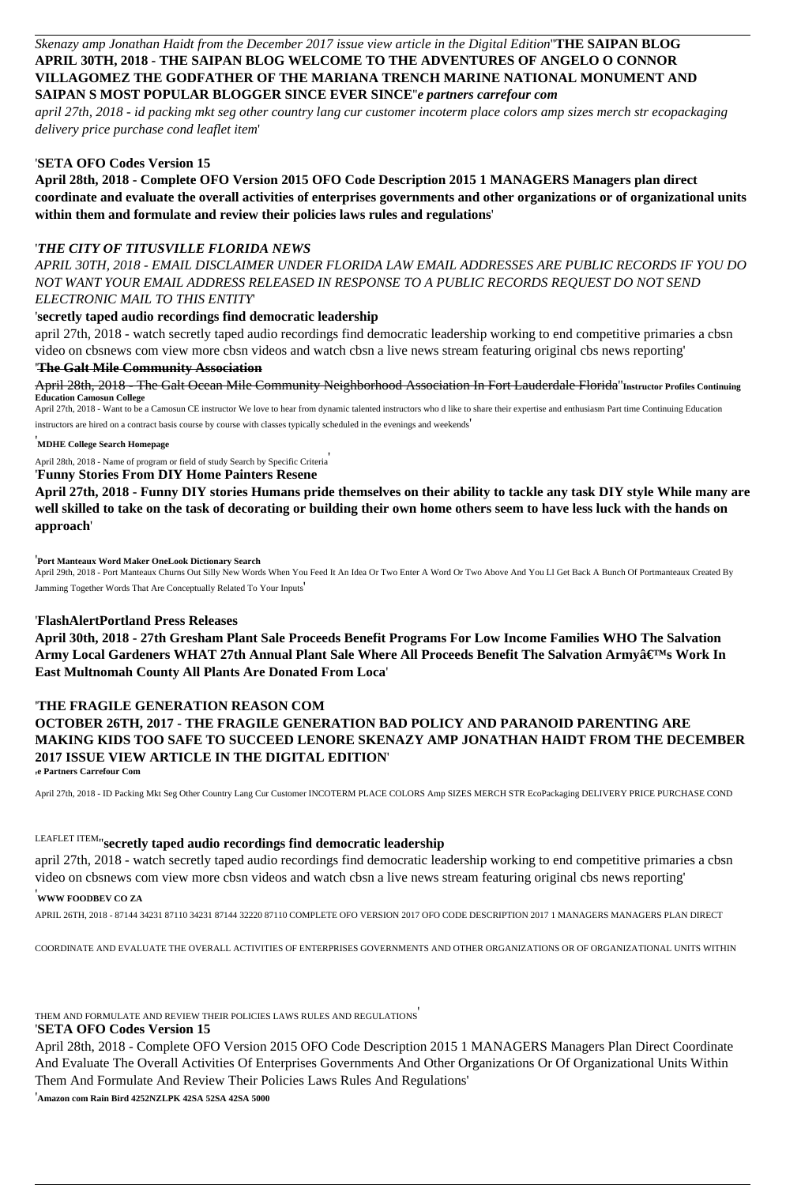*Skenazy amp Jonathan Haidt from the December 2017 issue view article in the Digital Edition*''**THE SAIPAN BLOG APRIL 30TH, 2018 - THE SAIPAN BLOG WELCOME TO THE ADVENTURES OF ANGELO O CONNOR VILLAGOMEZ THE GODFATHER OF THE MARIANA TRENCH MARINE NATIONAL MONUMENT AND SAIPAN S MOST POPULAR BLOGGER SINCE EVER SINCE**''*e partners carrefour com*

*april 27th, 2018 - id packing mkt seg other country lang cur customer incoterm place colors amp sizes merch str ecopackaging delivery price purchase cond leaflet item*'

'**SETA OFO Codes Version 15**

**April 28th, 2018 - Complete OFO Version 2015 OFO Code Description 2015 1 MANAGERS Managers plan direct coordinate and evaluate the overall activities of enterprises governments and other organizations or of organizational units within them and formulate and review their policies laws rules and regulations**'

'*THE CITY OF TITUSVILLE FLORIDA NEWS*

*APRIL 30TH, 2018 - EMAIL DISCLAIMER UNDER FLORIDA LAW EMAIL ADDRESSES ARE PUBLIC RECORDS IF YOU DO NOT WANT YOUR EMAIL ADDRESS RELEASED IN RESPONSE TO A PUBLIC RECORDS REQUEST DO NOT SEND ELECTRONIC MAIL TO THIS ENTITY*'

'**secretly taped audio recordings find democratic leadership**

april 27th, 2018 - watch secretly taped audio recordings find democratic leadership working to end competitive primaries a cbsn video on cbsnews com view more cbsn videos and watch cbsn a live news stream featuring original cbs news reporting'

'~~**The Galt Mile Community Association**~~

~~April 28th, 2018 - The Galt Ocean Mile Community Neighborhood Association In Fort Lauderdale Florida~~''**Instructor Profiles Continuing Education Camosun College**

April 27th, 2018 - Want to be a Camosun CE instructor We love to hear from dynamic talented instructors who d like to share their expertise and enthusiasm Part time Continuing Education instructors are hired on a contract basis course by course with classes typically scheduled in the evenings and weekends'

'**MDHE College Search Homepage**

April 28th, 2018 - Name of program or field of study Search by Specific Criteria'

'**Funny Stories From DIY Home Painters Resene**

**April 27th, 2018 - Funny DIY stories Humans pride themselves on their ability to tackle any task DIY style While many are well skilled to take on the task of decorating or building their own home others seem to have less luck with the hands on approach**'

'**Port Manteaux Word Maker OneLook Dictionary Search**

April 29th, 2018 - Port Manteaux Churns Out Silly New Words When You Feed It An Idea Or Two Enter A Word Or Two Above And You Ll Get Back A Bunch Of Portmanteaux Created By Jamming Together Words That Are Conceptually Related To Your Inputs'

'**FlashAlertPortland Press Releases**

**April 30th, 2018 - 27th Gresham Plant Sale Proceeds Benefit Programs For Low Income Families WHO The Salvation Army Local Gardeners WHAT 27th Annual Plant Sale Where All Proceeds Benefit The Salvation Armyâ€™s Work In East Multnomah County All Plants Are Donated From Loca**'

'**THE FRAGILE GENERATION REASON COM**

**OCTOBER 26TH, 2017 - THE FRAGILE GENERATION BAD POLICY AND PARANOID PARENTING ARE MAKING KIDS TOO SAFE TO SUCCEED LENORE SKENAZY AMP JONATHAN HAIDT FROM THE DECEMBER 2017 ISSUE VIEW ARTICLE IN THE DIGITAL EDITION**'

'**e Partners Carrefour Com**

April 27th, 2018 - ID Packing Mkt Seg Other Country Lang Cur Customer INCOTERM PLACE COLORS Amp SIZES MERCH STR EcoPackaging DELIVERY PRICE PURCHASE COND LEAFLET ITEM''**secretly taped audio recordings find democratic leadership**

april 27th, 2018 - watch secretly taped audio recordings find democratic leadership working to end competitive primaries a cbsn video on cbsnews com view more cbsn videos and watch cbsn a live news stream featuring original cbs news reporting'

'**WWW FOODBEV CO ZA**

APRIL 26TH, 2018 - 87144 34231 87110 34231 87144 32220 87110 COMPLETE OFO VERSION 2017 OFO CODE DESCRIPTION 2017 1 MANAGERS MANAGERS PLAN DIRECT COORDINATE AND EVALUATE THE OVERALL ACTIVITIES OF ENTERPRISES GOVERNMENTS AND OTHER ORGANIZATIONS OR OF ORGANIZATIONAL UNITS WITHIN THEM AND FORMULATE AND REVIEW THEIR POLICIES LAWS RULES AND REGULATIONS'

'**SETA OFO Codes Version 15**

April 28th, 2018 - Complete OFO Version 2015 OFO Code Description 2015 1 MANAGERS Managers Plan Direct Coordinate And Evaluate The Overall Activities Of Enterprises Governments And Other Organizations Or Of Organizational Units Within Them And Formulate And Review Their Policies Laws Rules And Regulations'

'**Amazon com Rain Bird 4252NZLPK 42SA 52SA 42SA 5000**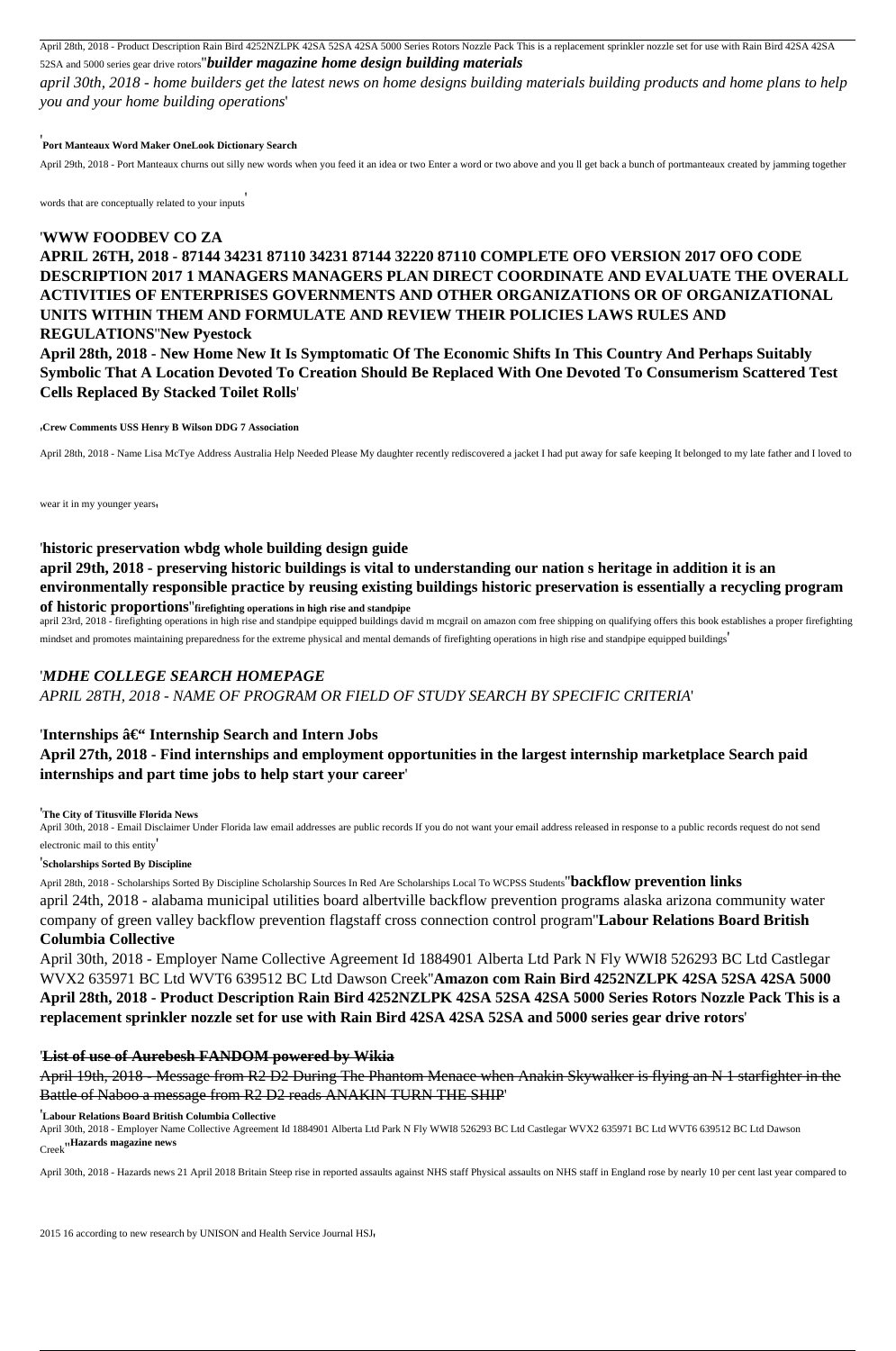April 28th, 2018 - Product Description Rain Bird 4252NZLPK 42SA 52SA 42SA 5000 Series Rotors Nozzle Pack This is a replacement sprinkler nozzle set for use with Rain Bird 42SA 42SA 52SA and 5000 series gear drive rotors''***builder magazine home design building materials***

*april 30th, 2018 - home builders get the latest news on home designs building materials building products and home plans to help you and your home building operations*'

'**Port Manteaux Word Maker OneLook Dictionary Search**

April 29th, 2018 - Port Manteaux churns out silly new words when you feed it an idea or two Enter a word or two above and you ll get back a bunch of portmanteaux created by jamming together words that are conceptually related to your inputs'

'**WWW FOODBEV CO ZA**

**APRIL 26TH, 2018 - 87144 34231 87110 34231 87144 32220 87110 COMPLETE OFO VERSION 2017 OFO CODE DESCRIPTION 2017 1 MANAGERS MANAGERS PLAN DIRECT COORDINATE AND EVALUATE THE OVERALL ACTIVITIES OF ENTERPRISES GOVERNMENTS AND OTHER ORGANIZATIONS OR OF ORGANIZATIONAL UNITS WITHIN THEM AND FORMULATE AND REVIEW THEIR POLICIES LAWS RULES AND REGULATIONS**''**New Pyestock**

**April 28th, 2018 - New Home New It Is Symptomatic Of The Economic Shifts In This Country And Perhaps Suitably Symbolic That A Location Devoted To Creation Should Be Replaced With One Devoted To Consumerism Scattered Test Cells Replaced By Stacked Toilet Rolls**'

'**Crew Comments USS Henry B Wilson DDG 7 Association**

April 28th, 2018 - Name Lisa McTye Address Australia Help Needed Please My daughter recently rediscovered a jacket I had put away for safe keeping It belonged to my late father and I loved to wear it in my younger years'

'**historic preservation wbdg whole building design guide**

**april 29th, 2018 - preserving historic buildings is vital to understanding our nation s heritage in addition it is an environmentally responsible practice by reusing existing buildings historic preservation is essentially a recycling program of historic proportions**''**firefighting operations in high rise and standpipe**

april 23rd, 2018 - firefighting operations in high rise and standpipe equipped buildings david m mcgrail on amazon com free shipping on qualifying offers this book establishes a proper firefighting mindset and promotes maintaining preparedness for the extreme physical and mental demands of firefighting operations in high rise and standpipe equipped buildings'

'*MDHE COLLEGE SEARCH HOMEPAGE*

*APRIL 28TH, 2018 - NAME OF PROGRAM OR FIELD OF STUDY SEARCH BY SPECIFIC CRITERIA*'

'**Internships â€“ Internship Search and Intern Jobs**

**April 27th, 2018 - Find internships and employment opportunities in the largest internship marketplace Search paid internships and part time jobs to help start your career**'

'**The City of Titusville Florida News**

April 30th, 2018 - Email Disclaimer Under Florida law email addresses are public records If you do not want your email address released in response to a public records request do not send electronic mail to this entity'

'**Scholarships Sorted By Discipline**

April 28th, 2018 - Scholarships Sorted By Discipline Scholarship Sources In Red Are Scholarships Local To WCPSS Students''**backflow prevention links**

april 24th, 2018 - alabama municipal utilities board albertville backflow prevention programs alaska arizona community water company of green valley backflow prevention flagstaff cross connection control program''**Labour Relations Board British Columbia Collective**

April 30th, 2018 - Employer Name Collective Agreement Id 1884901 Alberta Ltd Park N Fly WWI8 526293 BC Ltd Castlegar WVX2 635971 BC Ltd WVT6 639512 BC Ltd Dawson Creek''**Amazon com Rain Bird 4252NZLPK 42SA 52SA 42SA 5000**

**April 28th, 2018 - Product Description Rain Bird 4252NZLPK 42SA 52SA 42SA 5000 Series Rotors Nozzle Pack This is a replacement sprinkler nozzle set for use with Rain Bird 42SA 42SA 52SA and 5000 series gear drive rotors**'

'~~**List of use of Aurebesh FANDOM powered by Wikia**~~

~~April 19th, 2018 - Message from R2 D2 During The Phantom Menace when Anakin Skywalker is flying an N 1 starfighter in the Battle of Naboo a message from R2 D2 reads ANAKIN TURN THE SHIP~~'

'**Labour Relations Board British Columbia Collective**

April 30th, 2018 - Employer Name Collective Agreement Id 1884901 Alberta Ltd Park N Fly WWI8 526293 BC Ltd Castlegar WVX2 635971 BC Ltd WVT6 639512 BC Ltd Dawson Creek''**Hazards magazine news**

April 30th, 2018 - Hazards news 21 April 2018 Britain Steep rise in reported assaults against NHS staff Physical assaults on NHS staff in England rose by nearly 10 per cent last year compared to 2015 16 according to new research by UNISON and Health Service Journal HSJ'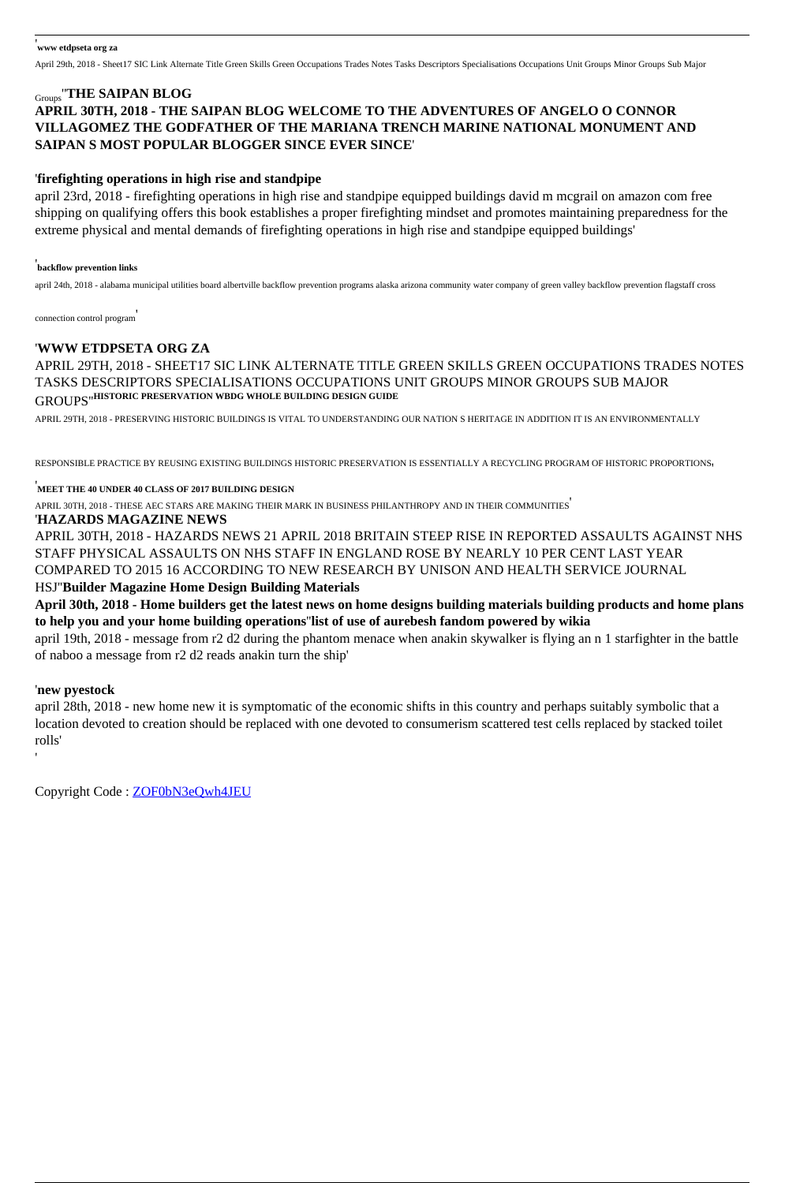'**www etdpseta org za**

April 29th, 2018 - Sheet17 SIC Link Alternate Title Green Skills Green Occupations Trades Notes Tasks Descriptors Specialisations Occupations Unit Groups Minor Groups Sub Major Groups''**THE SAIPAN BLOG**

**APRIL 30TH, 2018 - THE SAIPAN BLOG WELCOME TO THE ADVENTURES OF ANGELO O CONNOR VILLAGOMEZ THE GODFATHER OF THE MARIANA TRENCH MARINE NATIONAL MONUMENT AND SAIPAN S MOST POPULAR BLOGGER SINCE EVER SINCE**'

'**firefighting operations in high rise and standpipe**

april 23rd, 2018 - firefighting operations in high rise and standpipe equipped buildings david m mcgrail on amazon com free shipping on qualifying offers this book establishes a proper firefighting mindset and promotes maintaining preparedness for the extreme physical and mental demands of firefighting operations in high rise and standpipe equipped buildings'

'**backflow prevention links**

april 24th, 2018 - alabama municipal utilities board albertville backflow prevention programs alaska arizona community water company of green valley backflow prevention flagstaff cross connection control program'

'**WWW ETDPSETA ORG ZA**

APRIL 29TH, 2018 - SHEET17 SIC LINK ALTERNATE TITLE GREEN SKILLS GREEN OCCUPATIONS TRADES NOTES TASKS DESCRIPTORS SPECIALISATIONS OCCUPATIONS UNIT GROUPS MINOR GROUPS SUB MAJOR GROUPS''**HISTORIC PRESERVATION WBDG WHOLE BUILDING DESIGN GUIDE**

APRIL 29TH, 2018 - PRESERVING HISTORIC BUILDINGS IS VITAL TO UNDERSTANDING OUR NATION S HERITAGE IN ADDITION IT IS AN ENVIRONMENTALLY RESPONSIBLE PRACTICE BY REUSING EXISTING BUILDINGS HISTORIC PRESERVATION IS ESSENTIALLY A RECYCLING PROGRAM OF HISTORIC PROPORTIONS'

'**MEET THE 40 UNDER 40 CLASS OF 2017 BUILDING DESIGN**

APRIL 30TH, 2018 - THESE AEC STARS ARE MAKING THEIR MARK IN BUSINESS PHILANTHROPY AND IN THEIR COMMUNITIES'

'**HAZARDS MAGAZINE NEWS**

APRIL 30TH, 2018 - HAZARDS NEWS 21 APRIL 2018 BRITAIN STEEP RISE IN REPORTED ASSAULTS AGAINST NHS STAFF PHYSICAL ASSAULTS ON NHS STAFF IN ENGLAND ROSE BY NEARLY 10 PER CENT LAST YEAR COMPARED TO 2015 16 ACCORDING TO NEW RESEARCH BY UNISON AND HEALTH SERVICE JOURNAL HSJ''**Builder Magazine Home Design Building Materials**

**April 30th, 2018 - Home builders get the latest news on home designs building materials building products and home plans to help you and your home building operations**''**list of use of aurebesh fandom powered by wikia**

april 19th, 2018 - message from r2 d2 during the phantom menace when anakin skywalker is flying an n 1 starfighter in the battle of naboo a message from r2 d2 reads anakin turn the ship'

'**new pyestock**

april 28th, 2018 - new home new it is symptomatic of the economic shifts in this country and perhaps suitably symbolic that a location devoted to creation should be replaced with one devoted to consumerism scattered test cells replaced by stacked toilet rolls'

'

Copyright Code : ZOF0bN3eQwh4JEU